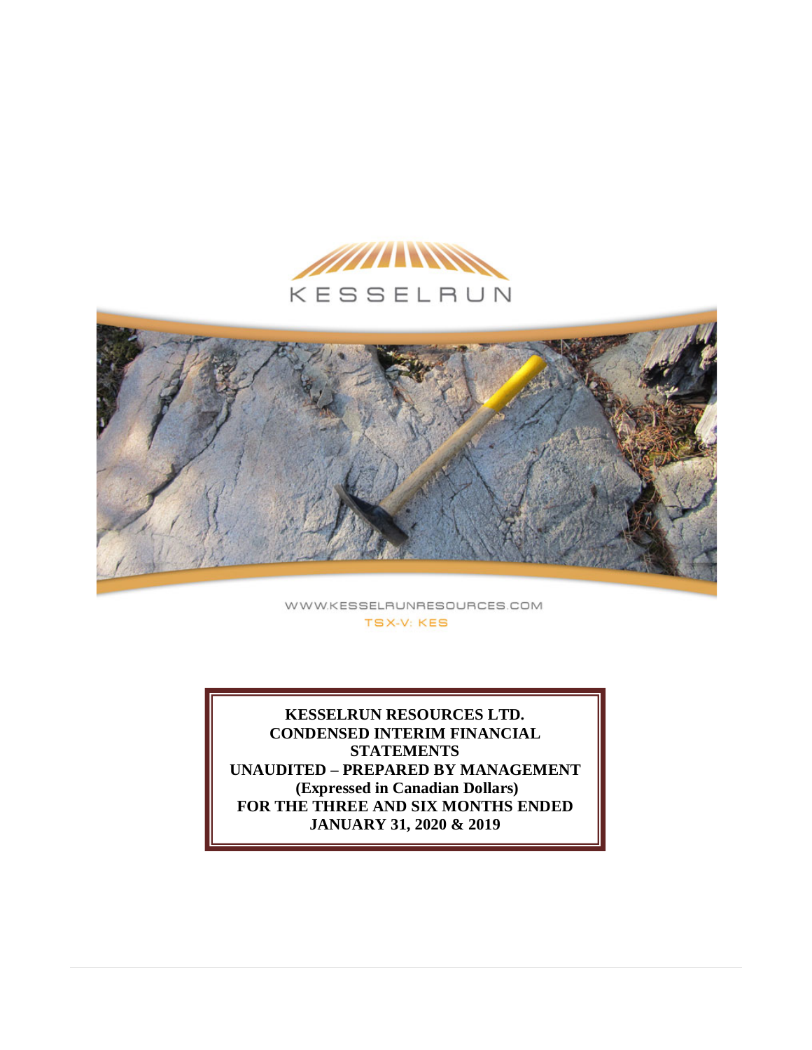KESSELRUN

WWW.KESSELRUNRESOURCES.COM

TSX-V: KES

**KESSELRUN RESOURCES LTD.**
**CONDENSED INTERIM FINANCIAL STATEMENTS**
**UNAUDITED – PREPARED BY MANAGEMENT**
**(Expressed in Canadian Dollars)**
**FOR THE THREE AND SIX MONTHS ENDED JANUARY 31, 2020 & 2019**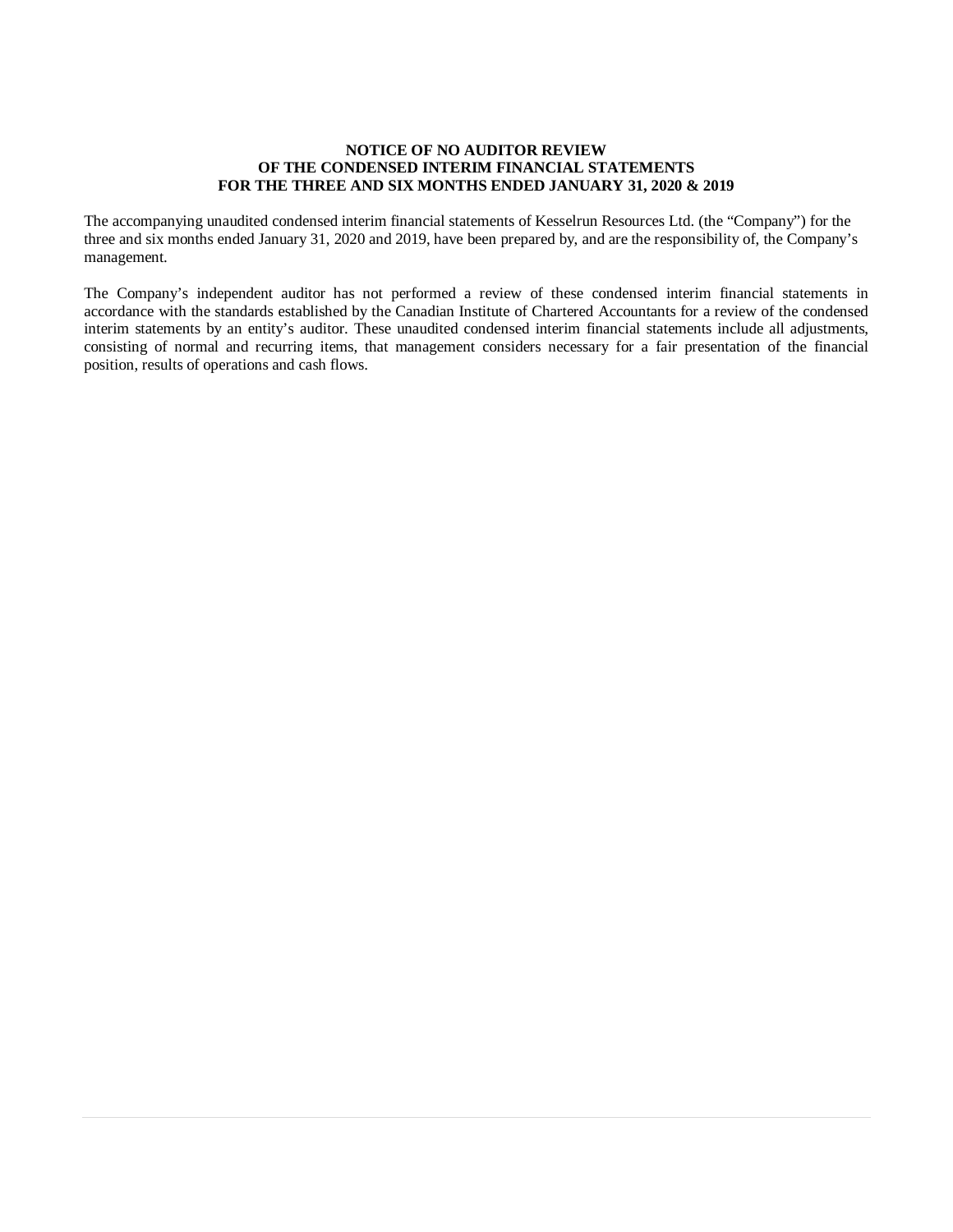# NOTICE OF NO AUDITOR REVIEW
# OF THE CONDENSED INTERIM FINANCIAL STATEMENTS
# FOR THE THREE AND SIX MONTHS ENDED JANUARY 31, 2020 & 2019

The accompanying unaudited condensed interim financial statements of Kesselrun Resources Ltd. (the "Company") for the three and six months ended January 31, 2020 and 2019, have been prepared by, and are the responsibility of, the Company's management.

The Company's independent auditor has not performed a review of these condensed interim financial statements in accordance with the standards established by the Canadian Institute of Chartered Accountants for a review of the condensed interim statements by an entity's auditor. These unaudited condensed interim financial statements include all adjustments, consisting of normal and recurring items, that management considers necessary for a fair presentation of the financial position, results of operations and cash flows.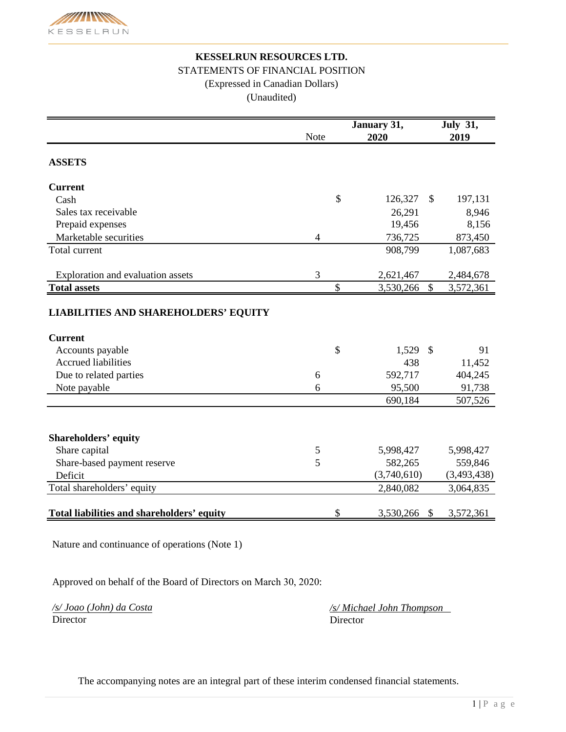**KESSELRUN RESOURCES LTD.**
STATEMENTS OF FINANCIAL POSITION
(Expressed in Canadian Dollars)
(Unaudited)

| | Note | January 31, 2020 | July 31, 2019 |
|---|---|---|---|
| **ASSETS** | | | |
| **Current** | | | |
| Cash | | $ 126,327 | $ 197,131 |
| Sales tax receivable | | 26,291 | 8,946 |
| Prepaid expenses | | 19,456 | 8,156 |
| Marketable securities | 4 | 736,725 | 873,450 |
| Total current | | 908,799 | 1,087,683 |
| Exploration and evaluation assets | 3 | 2,621,467 | 2,484,678 |
| **Total assets** | | $ 3,530,266 | $ 3,572,361 |
| **LIABILITIES AND SHAREHOLDERS' EQUITY** | | | |
| **Current** | | | |
| Accounts payable | | $ 1,529 | $ 91 |
| Accrued liabilities | | 438 | 11,452 |
| Due to related parties | 6 | 592,717 | 404,245 |
| Note payable | 6 | 95,500 | 91,738 |
| | | 690,184 | 507,526 |
| **Shareholders' equity** | | | |
| Share capital | 5 | 5,998,427 | 5,998,427 |
| Share-based payment reserve | 5 | 582,265 | 559,846 |
| Deficit | | (3,740,610) | (3,493,438) |
| Total shareholders' equity | | 2,840,082 | 3,064,835 |
| **Total liabilities and shareholders' equity** | | $ 3,530,266 | $ 3,572,361 |

Nature and continuance of operations (Note 1)

Approved on behalf of the Board of Directors on March 30, 2020:

*/s/ Joao (John) da Costa*
Director

*/s/ Michael John Thompson*
Director

The accompanying notes are an integral part of these interim condensed financial statements.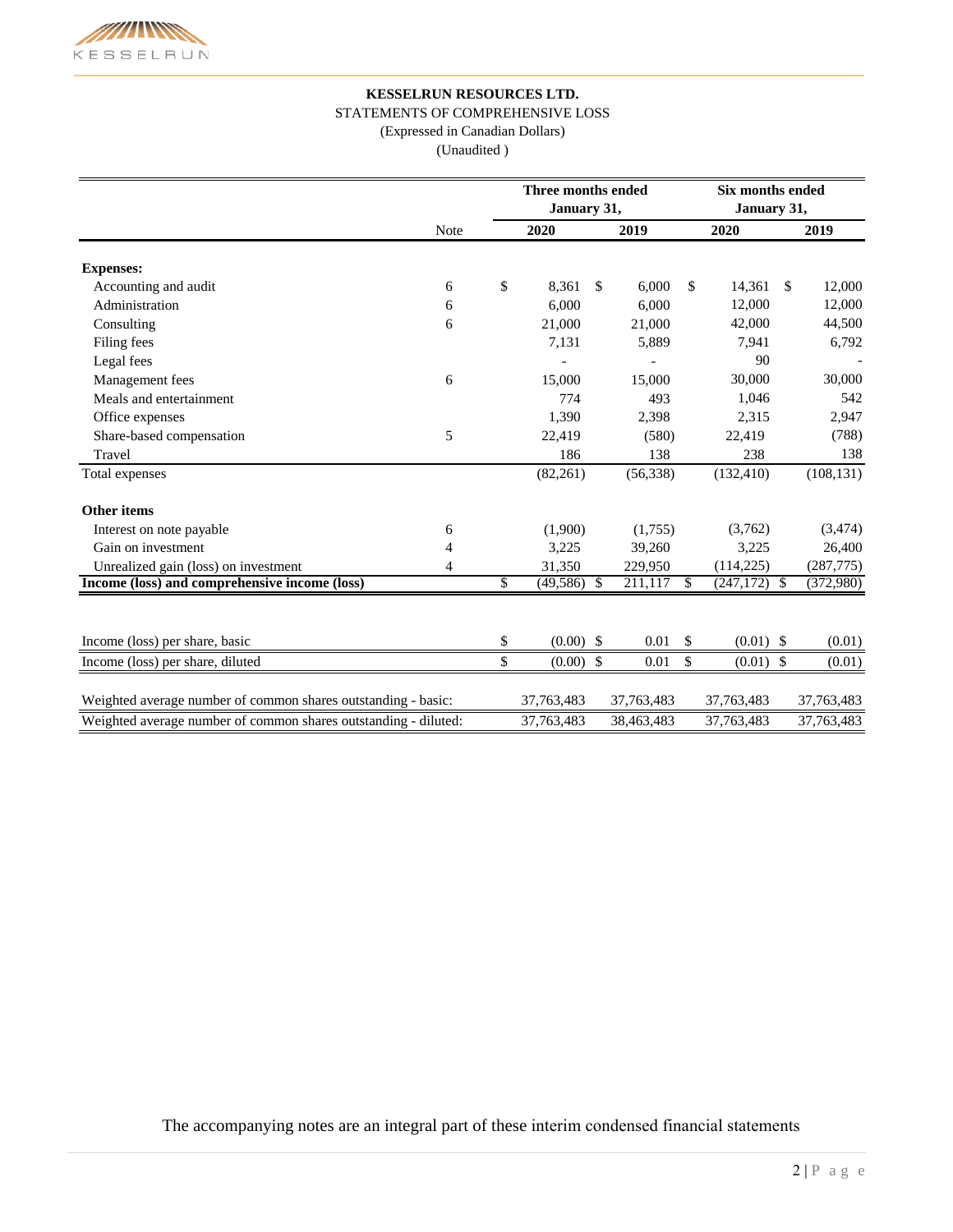**KESSELRUN RESOURCES LTD.**

STATEMENTS OF COMPREHENSIVE LOSS

(Expressed in Canadian Dollars)

(Unaudited )

| | | Three months ended January 31, | | Six months ended January 31, | |
|---|---|---|---|---|---|
| | Note | 2020 | 2019 | 2020 | 2019 |
| **Expenses:** | | | | | |
| Accounting and audit | 6 | $ 8,361 | $ 6,000 | $ 14,361 | $ 12,000 |
| Administration | 6 | 6,000 | 6,000 | 12,000 | 12,000 |
| Consulting | 6 | 21,000 | 21,000 | 42,000 | 44,500 |
| Filing fees | | 7,131 | 5,889 | 7,941 | 6,792 |
| Legal fees | | - | - | 90 | - |
| Management fees | 6 | 15,000 | 15,000 | 30,000 | 30,000 |
| Meals and entertainment | | 774 | 493 | 1,046 | 542 |
| Office expenses | | 1,390 | 2,398 | 2,315 | 2,947 |
| Share-based compensation | 5 | 22,419 | (580) | 22,419 | (788) |
| Travel | | 186 | 138 | 238 | 138 |
| Total expenses | | (82,261) | (56,338) | (132,410) | (108,131) |
| **Other items** | | | | | |
| Interest on note payable | 6 | (1,900) | (1,755) | (3,762) | (3,474) |
| Gain on investment | 4 | 3,225 | 39,260 | 3,225 | 26,400 |
| Unrealized gain (loss) on investment | 4 | 31,350 | 229,950 | (114,225) | (287,775) |
| **Income (loss) and comprehensive income (loss)** | | $ (49,586) | $ 211,117 | $ (247,172) | $ (372,980) |
| Income (loss) per share, basic | | $ (0.00) | $ 0.01 | $ (0.01) | $ (0.01) |
| Income (loss) per share, diluted | | $ (0.00) | $ 0.01 | $ (0.01) | $ (0.01) |
| Weighted average number of common shares outstanding - basic: | | 37,763,483 | 37,763,483 | 37,763,483 | 37,763,483 |
| Weighted average number of common shares outstanding - diluted: | | 37,763,483 | 38,463,483 | 37,763,483 | 37,763,483 |

The accompanying notes are an integral part of these interim condensed financial statements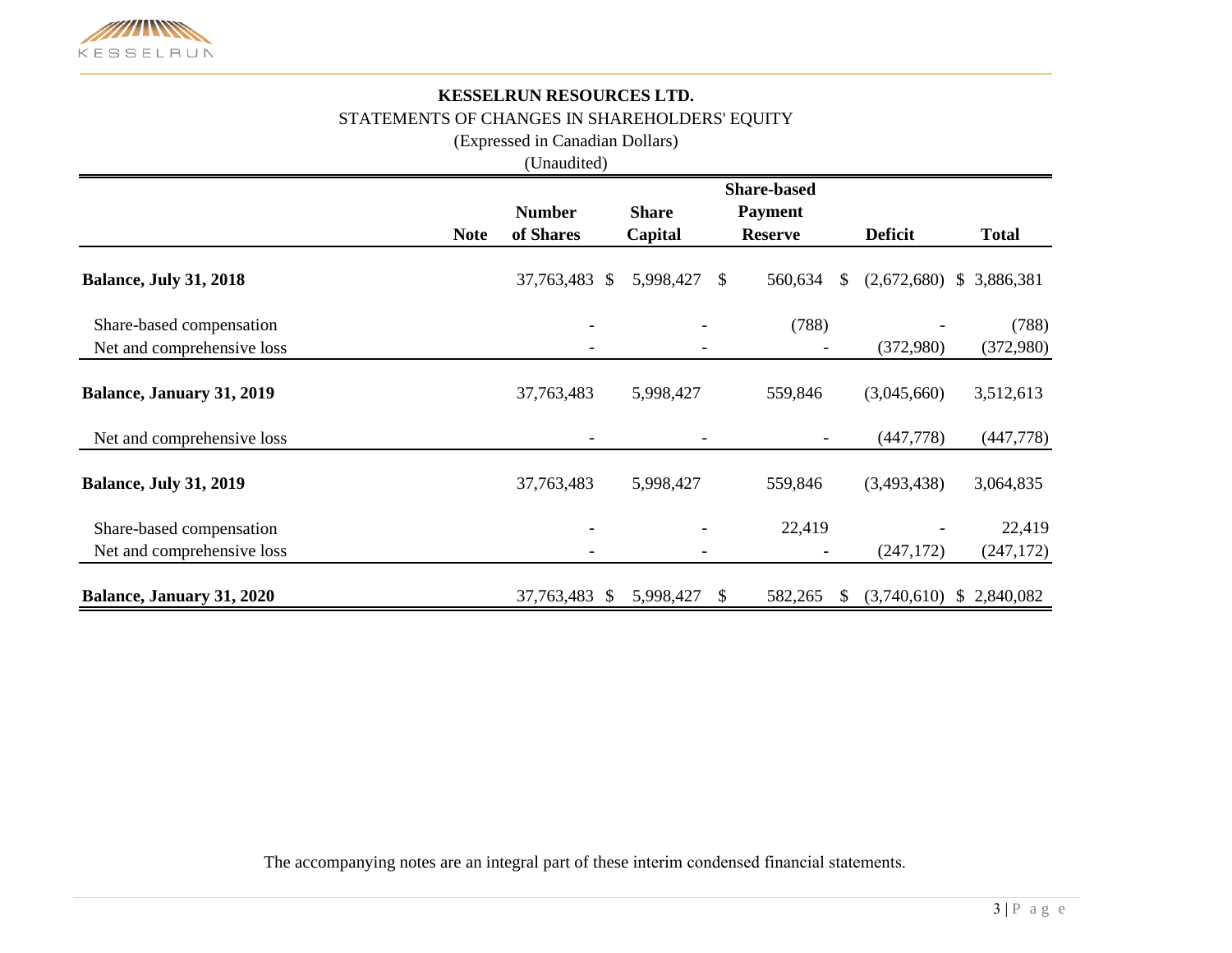**KESSELRUN RESOURCES LTD.**

STATEMENTS OF CHANGES IN SHAREHOLDERS' EQUITY

(Expressed in Canadian Dollars)

(Unaudited)

| | Note | Number of Shares | Share Capital | Share-based Payment Reserve | Deficit | Total |
|---|---|---|---|---|---|---|
| **Balance, July 31, 2018** | | 37,763,483 | $ 5,998,427 | $ 560,634 | $ (2,672,680) | $ 3,886,381 |
| Share-based compensation | | - | - | (788) | - | (788) |
| Net and comprehensive loss | | - | - | - | (372,980) | (372,980) |
| **Balance, January 31, 2019** | | 37,763,483 | 5,998,427 | 559,846 | (3,045,660) | 3,512,613 |
| Net and comprehensive loss | | - | - | - | (447,778) | (447,778) |
| **Balance, July 31, 2019** | | 37,763,483 | 5,998,427 | 559,846 | (3,493,438) | 3,064,835 |
| Share-based compensation | | - | - | 22,419 | - | 22,419 |
| Net and comprehensive loss | | - | - | - | (247,172) | (247,172) |
| **Balance, January 31, 2020** | | 37,763,483 | $ 5,998,427 | $ 582,265 | $ (3,740,610) | $ 2,840,082 |

The accompanying notes are an integral part of these interim condensed financial statements.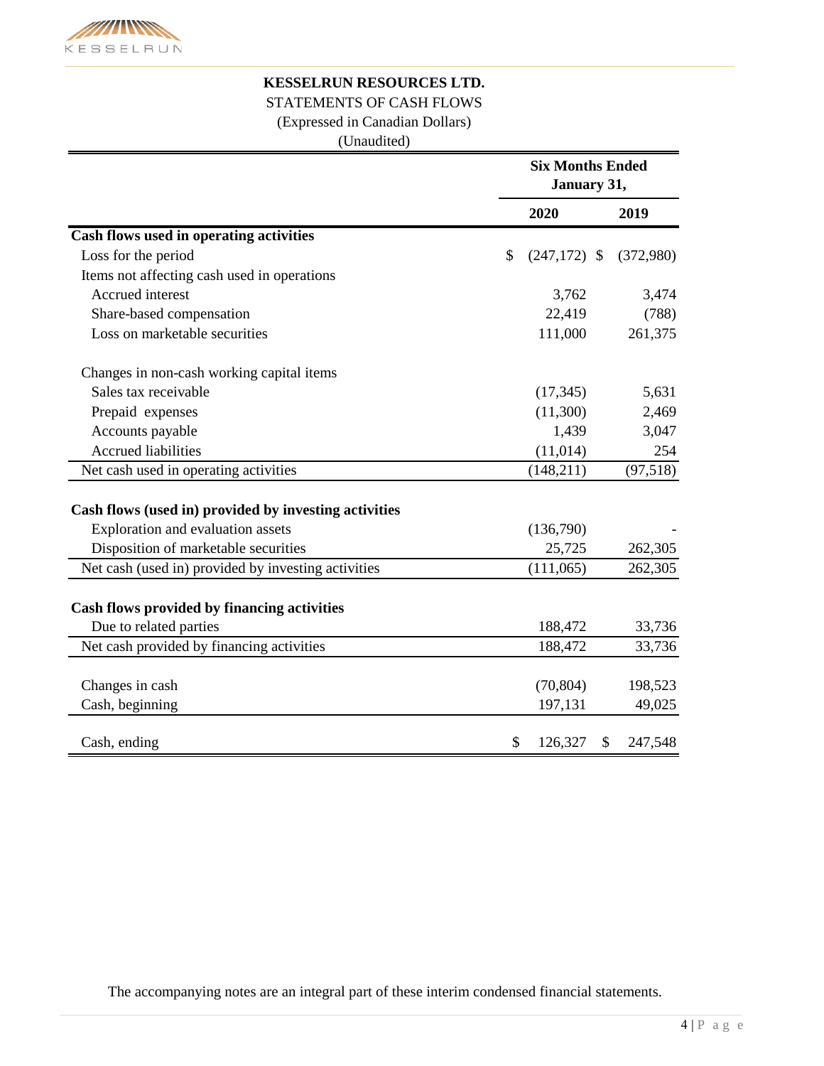**KESSELRUN RESOURCES LTD.**

STATEMENTS OF CASH FLOWS

(Expressed in Canadian Dollars)

(Unaudited)

| | Six Months Ended January 31, | |
|---|---|---|
| | **2020** | **2019** |
| **Cash flows used in operating activities** | | |
| Loss for the period | $ (247,172) | $ (372,980) |
| Items not affecting cash used in operations | | |
| Accrued interest | 3,762 | 3,474 |
| Share-based compensation | 22,419 | (788) |
| Loss on marketable securities | 111,000 | 261,375 |
| Changes in non-cash working capital items | | |
| Sales tax receivable | (17,345) | 5,631 |
| Prepaid expenses | (11,300) | 2,469 |
| Accounts payable | 1,439 | 3,047 |
| Accrued liabilities | (11,014) | 254 |
| Net cash used in operating activities | (148,211) | (97,518) |
| **Cash flows (used in) provided by investing activities** | | |
| Exploration and evaluation assets | (136,790) | - |
| Disposition of marketable securities | 25,725 | 262,305 |
| Net cash (used in) provided by investing activities | (111,065) | 262,305 |
| **Cash flows provided by financing activities** | | |
| Due to related parties | 188,472 | 33,736 |
| Net cash provided by financing activities | 188,472 | 33,736 |
| Changes in cash | (70,804) | 198,523 |
| Cash, beginning | 197,131 | 49,025 |
| Cash, ending | $ 126,327 | $ 247,548 |

The accompanying notes are an integral part of these interim condensed financial statements.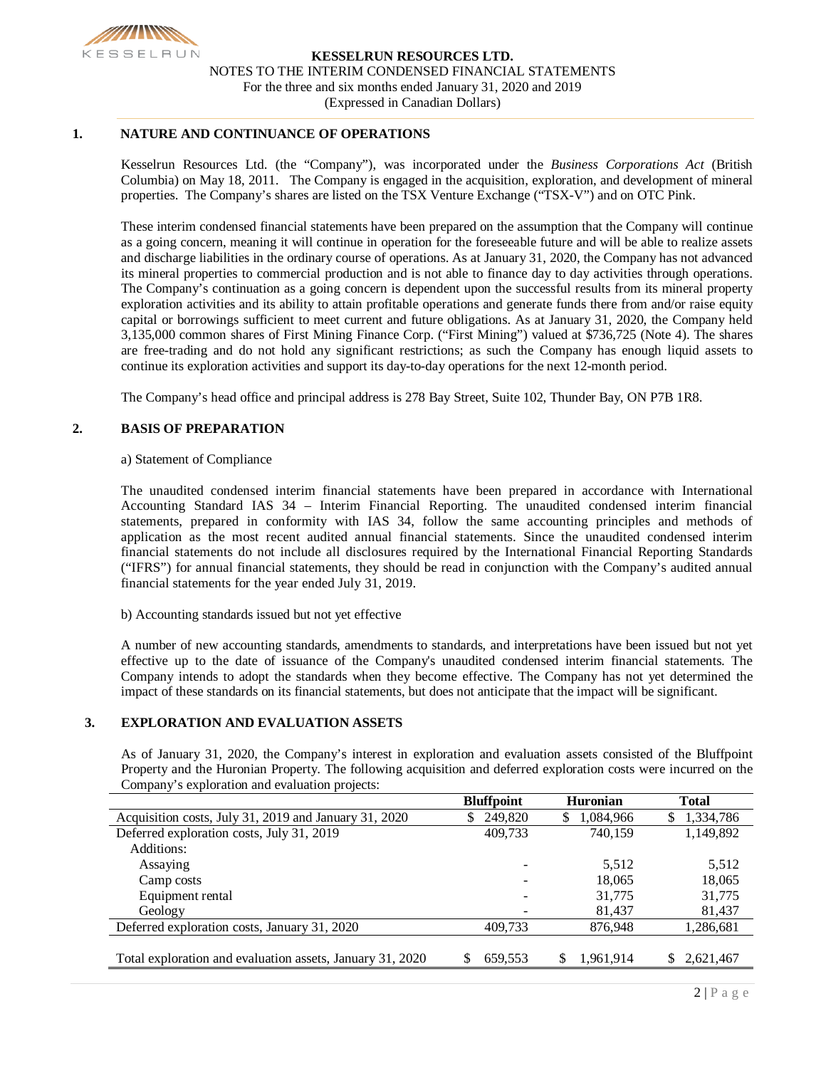## 1. NATURE AND CONTINUANCE OF OPERATIONS

Kesselrun Resources Ltd. (the "Company"), was incorporated under the *Business Corporations Act* (British Columbia) on May 18, 2011. The Company is engaged in the acquisition, exploration, and development of mineral properties. The Company's shares are listed on the TSX Venture Exchange ("TSX-V") and on OTC Pink.

These interim condensed financial statements have been prepared on the assumption that the Company will continue as a going concern, meaning it will continue in operation for the foreseeable future and will be able to realize assets and discharge liabilities in the ordinary course of operations. As at January 31, 2020, the Company has not advanced its mineral properties to commercial production and is not able to finance day to day activities through operations. The Company's continuation as a going concern is dependent upon the successful results from its mineral property exploration activities and its ability to attain profitable operations and generate funds there from and/or raise equity capital or borrowings sufficient to meet current and future obligations. As at January 31, 2020, the Company held 3,135,000 common shares of First Mining Finance Corp. ("First Mining") valued at $736,725 (Note 4). The shares are free-trading and do not hold any significant restrictions; as such the Company has enough liquid assets to continue its exploration activities and support its day-to-day operations for the next 12-month period.

The Company's head office and principal address is 278 Bay Street, Suite 102, Thunder Bay, ON P7B 1R8.

## 2. BASIS OF PREPARATION

a) Statement of Compliance

The unaudited condensed interim financial statements have been prepared in accordance with International Accounting Standard IAS 34 – Interim Financial Reporting. The unaudited condensed interim financial statements, prepared in conformity with IAS 34, follow the same accounting principles and methods of application as the most recent audited annual financial statements. Since the unaudited condensed interim financial statements do not include all disclosures required by the International Financial Reporting Standards ("IFRS") for annual financial statements, they should be read in conjunction with the Company's audited annual financial statements for the year ended July 31, 2019.

b) Accounting standards issued but not yet effective

A number of new accounting standards, amendments to standards, and interpretations have been issued but not yet effective up to the date of issuance of the Company's unaudited condensed interim financial statements. The Company intends to adopt the standards when they become effective. The Company has not yet determined the impact of these standards on its financial statements, but does not anticipate that the impact will be significant.

## 3. EXPLORATION AND EVALUATION ASSETS

As of January 31, 2020, the Company's interest in exploration and evaluation assets consisted of the Bluffpoint Property and the Huronian Property. The following acquisition and deferred exploration costs were incurred on the Company's exploration and evaluation projects:

| | Bluffpoint | Huronian | Total |
|---|---|---|---|
| Acquisition costs, July 31, 2019 and January 31, 2020 | $ 249,820 | $ 1,084,966 | $ 1,334,786 |
| Deferred exploration costs, July 31, 2019 | 409,733 | 740,159 | 1,149,892 |
| Additions: | | | |
| Assaying | - | 5,512 | 5,512 |
| Camp costs | - | 18,065 | 18,065 |
| Equipment rental | - | 31,775 | 31,775 |
| Geology | - | 81,437 | 81,437 |
| Deferred exploration costs, January 31, 2020 | 409,733 | 876,948 | 1,286,681 |
| Total exploration and evaluation assets, January 31, 2020 | $ 659,553 | $ 1,961,914 | $ 2,621,467 |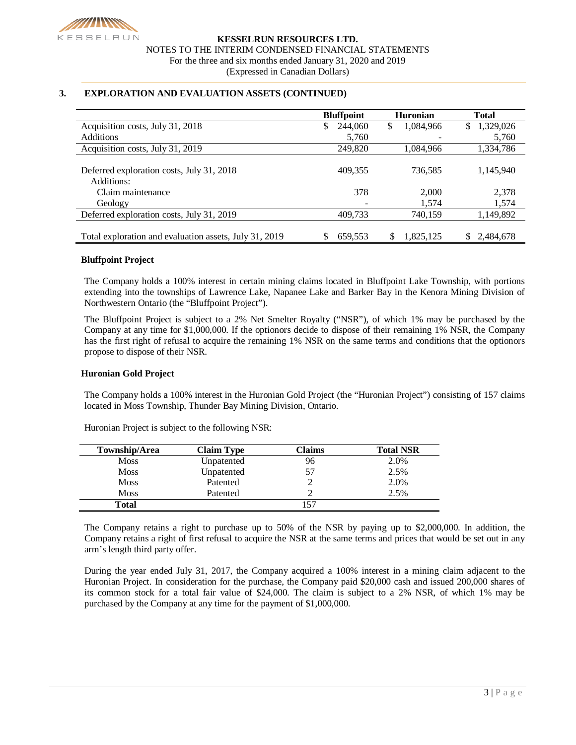## 3. EXPLORATION AND EVALUATION ASSETS (CONTINUED)

| | Bluffpoint | Huronian | Total |
|---|---|---|---|
| Acquisition costs, July 31, 2018 | $ 244,060 | $ 1,084,966 | $ 1,329,026 |
| Additions | 5,760 | - | 5,760 |
| Acquisition costs, July 31, 2019 | 249,820 | 1,084,966 | 1,334,786 |
| Deferred exploration costs, July 31, 2018 | 409,355 | 736,585 | 1,145,940 |
| Additions: | | | |
| Claim maintenance | 378 | 2,000 | 2,378 |
| Geology | - | 1,574 | 1,574 |
| Deferred exploration costs, July 31, 2019 | 409,733 | 740,159 | 1,149,892 |
| Total exploration and evaluation assets, July 31, 2019 | $ 659,553 | $ 1,825,125 | $ 2,484,678 |

**Bluffpoint Project**

The Company holds a 100% interest in certain mining claims located in Bluffpoint Lake Township, with portions extending into the townships of Lawrence Lake, Napanee Lake and Barker Bay in the Kenora Mining Division of Northwestern Ontario (the "Bluffpoint Project").

The Bluffpoint Project is subject to a 2% Net Smelter Royalty ("NSR"), of which 1% may be purchased by the Company at any time for $1,000,000. If the optionors decide to dispose of their remaining 1% NSR, the Company has the first right of refusal to acquire the remaining 1% NSR on the same terms and conditions that the optionors propose to dispose of their NSR.

**Huronian Gold Project**

The Company holds a 100% interest in the Huronian Gold Project (the "Huronian Project") consisting of 157 claims located in Moss Township, Thunder Bay Mining Division, Ontario.

Huronian Project is subject to the following NSR:

| Township/Area | Claim Type | Claims | Total NSR |
|---|---|---|---|
| Moss | Unpatented | 96 | 2.0% |
| Moss | Unpatented | 57 | 2.5% |
| Moss | Patented | 2 | 2.0% |
| Moss | Patented | 2 | 2.5% |
| **Total** | | 157 | |

The Company retains a right to purchase up to 50% of the NSR by paying up to $2,000,000. In addition, the Company retains a right of first refusal to acquire the NSR at the same terms and prices that would be set out in any arm's length third party offer.

During the year ended July 31, 2017, the Company acquired a 100% interest in a mining claim adjacent to the Huronian Project. In consideration for the purchase, the Company paid $20,000 cash and issued 200,000 shares of its common stock for a total fair value of $24,000. The claim is subject to a 2% NSR, of which 1% may be purchased by the Company at any time for the payment of $1,000,000.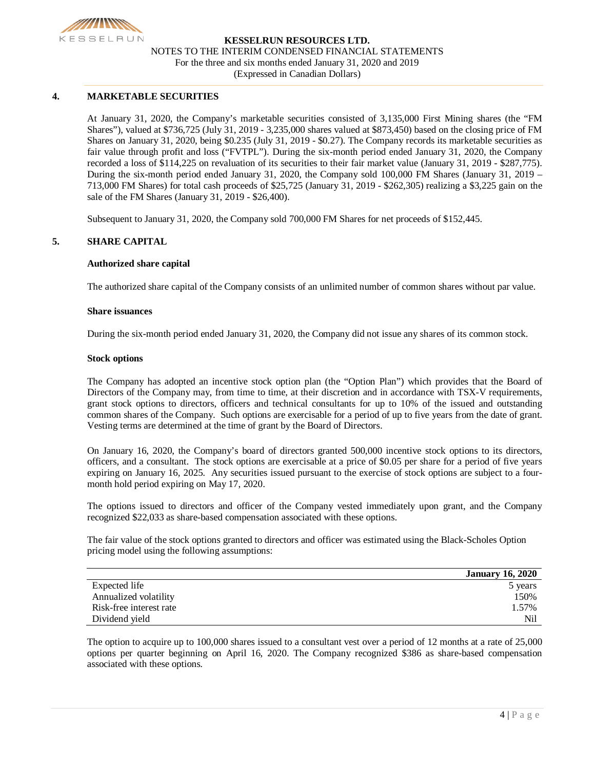## 4. MARKETABLE SECURITIES

At January 31, 2020, the Company's marketable securities consisted of 3,135,000 First Mining shares (the "FM Shares"), valued at $736,725 (July 31, 2019 - 3,235,000 shares valued at $873,450) based on the closing price of FM Shares on January 31, 2020, being $0.235 (July 31, 2019 - $0.27). The Company records its marketable securities as fair value through profit and loss ("FVTPL"). During the six-month period ended January 31, 2020, the Company recorded a loss of $114,225 on revaluation of its securities to their fair market value (January 31, 2019 - $287,775). During the six-month period ended January 31, 2020, the Company sold 100,000 FM Shares (January 31, 2019 – 713,000 FM Shares) for total cash proceeds of $25,725 (January 31, 2019 - $262,305) realizing a $3,225 gain on the sale of the FM Shares (January 31, 2019 - $26,400).

Subsequent to January 31, 2020, the Company sold 700,000 FM Shares for net proceeds of $152,445.

## 5. SHARE CAPITAL

### Authorized share capital

The authorized share capital of the Company consists of an unlimited number of common shares without par value.

### Share issuances

During the six-month period ended January 31, 2020, the Company did not issue any shares of its common stock.

### Stock options

The Company has adopted an incentive stock option plan (the "Option Plan") which provides that the Board of Directors of the Company may, from time to time, at their discretion and in accordance with TSX-V requirements, grant stock options to directors, officers and technical consultants for up to 10% of the issued and outstanding common shares of the Company. Such options are exercisable for a period of up to five years from the date of grant. Vesting terms are determined at the time of grant by the Board of Directors.

On January 16, 2020, the Company's board of directors granted 500,000 incentive stock options to its directors, officers, and a consultant. The stock options are exercisable at a price of $0.05 per share for a period of five years expiring on January 16, 2025. Any securities issued pursuant to the exercise of stock options are subject to a four-month hold period expiring on May 17, 2020.

The options issued to directors and officer of the Company vested immediately upon grant, and the Company recognized $22,033 as share-based compensation associated with these options.

The fair value of the stock options granted to directors and officer was estimated using the Black-Scholes Option pricing model using the following assumptions:

| | January 16, 2020 |
|---|---|
| Expected life | 5 years |
| Annualized volatility | 150% |
| Risk-free interest rate | 1.57% |
| Dividend yield | Nil |

The option to acquire up to 100,000 shares issued to a consultant vest over a period of 12 months at a rate of 25,000 options per quarter beginning on April 16, 2020. The Company recognized $386 as share-based compensation associated with these options.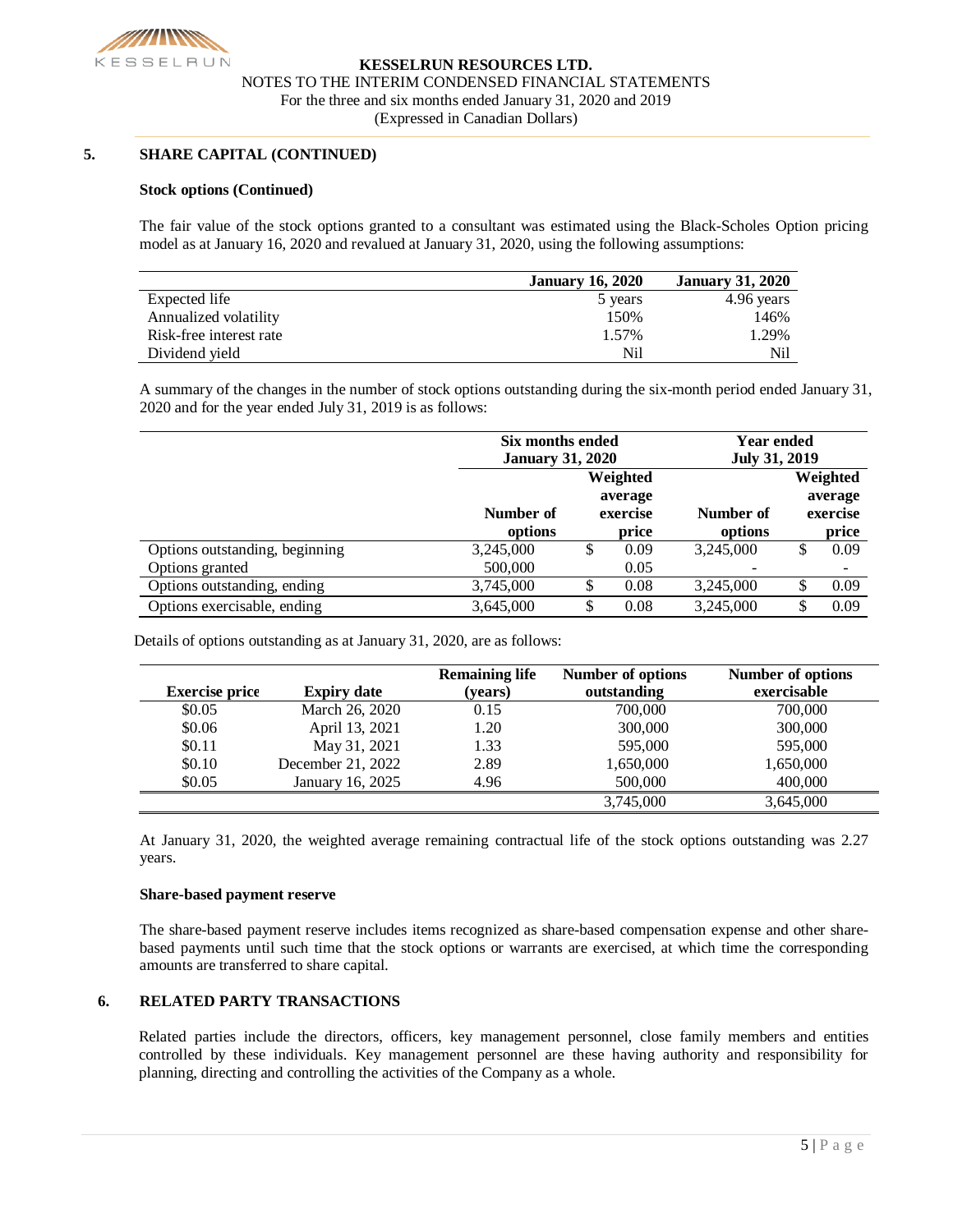### 5. SHARE CAPITAL (CONTINUED)

**Stock options (Continued)**

The fair value of the stock options granted to a consultant was estimated using the Black-Scholes Option pricing model as at January 16, 2020 and revalued at January 31, 2020, using the following assumptions:

| | January 16, 2020 | January 31, 2020 |
|---|---|---|
| Expected life | 5 years | 4.96 years |
| Annualized volatility | 150% | 146% |
| Risk-free interest rate | 1.57% | 1.29% |
| Dividend yield | Nil | Nil |

A summary of the changes in the number of stock options outstanding during the six-month period ended January 31, 2020 and for the year ended July 31, 2019 is as follows:

| | Six months ended January 31, 2020 | | Year ended July 31, 2019 | |
|---|---|---|---|---|
| | Number of options | Weighted average exercise price | Number of options | Weighted average exercise price |
| Options outstanding, beginning | 3,245,000 | $ 0.09 | 3,245,000 | $ 0.09 |
| Options granted | 500,000 | 0.05 | - | - |
| Options outstanding, ending | 3,745,000 | $ 0.08 | 3,245,000 | $ 0.09 |
| Options exercisable, ending | 3,645,000 | $ 0.08 | 3,245,000 | $ 0.09 |

Details of options outstanding as at January 31, 2020, are as follows:

| Exercise price | Expiry date | Remaining life (years) | Number of options outstanding | Number of options exercisable |
|---|---|---|---|---|
| $0.05 | March 26, 2020 | 0.15 | 700,000 | 700,000 |
| $0.06 | April 13, 2021 | 1.20 | 300,000 | 300,000 |
| $0.11 | May 31, 2021 | 1.33 | 595,000 | 595,000 |
| $0.10 | December 21, 2022 | 2.89 | 1,650,000 | 1,650,000 |
| $0.05 | January 16, 2025 | 4.96 | 500,000 | 400,000 |
| | | | 3,745,000 | 3,645,000 |

At January 31, 2020, the weighted average remaining contractual life of the stock options outstanding was 2.27 years.

**Share-based payment reserve**

The share-based payment reserve includes items recognized as share-based compensation expense and other share-based payments until such time that the stock options or warrants are exercised, at which time the corresponding amounts are transferred to share capital.

### 6. RELATED PARTY TRANSACTIONS

Related parties include the directors, officers, key management personnel, close family members and entities controlled by these individuals. Key management personnel are these having authority and responsibility for planning, directing and controlling the activities of the Company as a whole.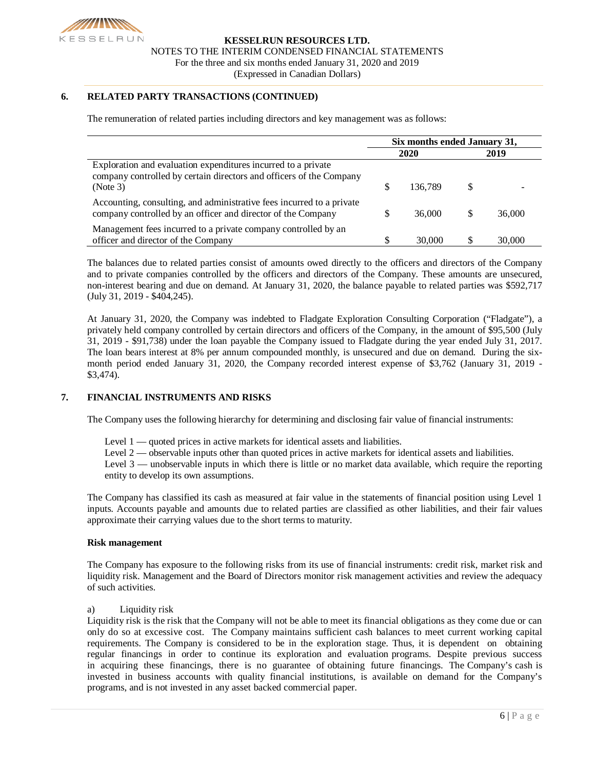## 6. RELATED PARTY TRANSACTIONS (CONTINUED)

The remuneration of related parties including directors and key management was as follows:

| | Six months ended January 31, | |
| --- | --- | --- |
| | 2020 | 2019 |
| Exploration and evaluation expenditures incurred to a private company controlled by certain directors and officers of the Company (Note 3) | $ 136,789 | $ - |
| Accounting, consulting, and administrative fees incurred to a private company controlled by an officer and director of the Company | $ 36,000 | $ 36,000 |
| Management fees incurred to a private company controlled by an officer and director of the Company | $ 30,000 | $ 30,000 |

The balances due to related parties consist of amounts owed directly to the officers and directors of the Company and to private companies controlled by the officers and directors of the Company. These amounts are unsecured, non-interest bearing and due on demand. At January 31, 2020, the balance payable to related parties was $592,717 (July 31, 2019 - $404,245).

At January 31, 2020, the Company was indebted to Fladgate Exploration Consulting Corporation ("Fladgate"), a privately held company controlled by certain directors and officers of the Company, in the amount of $95,500 (July 31, 2019 - $91,738) under the loan payable the Company issued to Fladgate during the year ended July 31, 2017. The loan bears interest at 8% per annum compounded monthly, is unsecured and due on demand. During the six-month period ended January 31, 2020, the Company recorded interest expense of $3,762 (January 31, 2019 - $3,474).

## 7. FINANCIAL INSTRUMENTS AND RISKS

The Company uses the following hierarchy for determining and disclosing fair value of financial instruments:

Level 1 — quoted prices in active markets for identical assets and liabilities.
Level 2 — observable inputs other than quoted prices in active markets for identical assets and liabilities.
Level 3 — unobservable inputs in which there is little or no market data available, which require the reporting entity to develop its own assumptions.

The Company has classified its cash as measured at fair value in the statements of financial position using Level 1 inputs. Accounts payable and amounts due to related parties are classified as other liabilities, and their fair values approximate their carrying values due to the short terms to maturity.

**Risk management**

The Company has exposure to the following risks from its use of financial instruments: credit risk, market risk and liquidity risk. Management and the Board of Directors monitor risk management activities and review the adequacy of such activities.

a) Liquidity risk

Liquidity risk is the risk that the Company will not be able to meet its financial obligations as they come due or can only do so at excessive cost. The Company maintains sufficient cash balances to meet current working capital requirements. The Company is considered to be in the exploration stage. Thus, it is dependent on obtaining regular financings in order to continue its exploration and evaluation programs. Despite previous success in acquiring these financings, there is no guarantee of obtaining future financings. The Company's cash is invested in business accounts with quality financial institutions, is available on demand for the Company's programs, and is not invested in any asset backed commercial paper.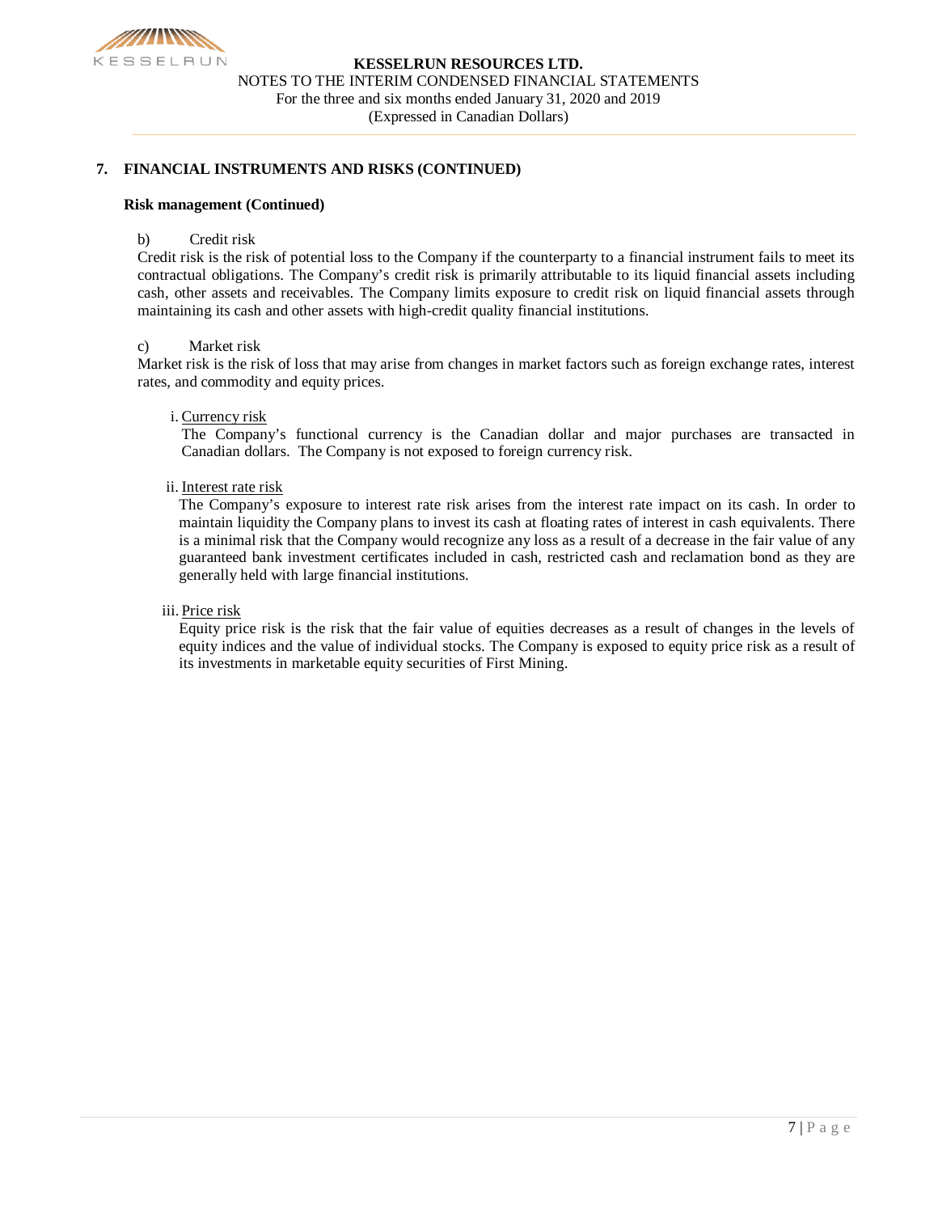## 7. FINANCIAL INSTRUMENTS AND RISKS (CONTINUED)

**Risk management (Continued)**

b) Credit risk

Credit risk is the risk of potential loss to the Company if the counterparty to a financial instrument fails to meet its contractual obligations. The Company's credit risk is primarily attributable to its liquid financial assets including cash, other assets and receivables. The Company limits exposure to credit risk on liquid financial assets through maintaining its cash and other assets with high-credit quality financial institutions.

c) Market risk

Market risk is the risk of loss that may arise from changes in market factors such as foreign exchange rates, interest rates, and commodity and equity prices.

i. Currency risk

The Company's functional currency is the Canadian dollar and major purchases are transacted in Canadian dollars. The Company is not exposed to foreign currency risk.

ii. Interest rate risk

The Company's exposure to interest rate risk arises from the interest rate impact on its cash. In order to maintain liquidity the Company plans to invest its cash at floating rates of interest in cash equivalents. There is a minimal risk that the Company would recognize any loss as a result of a decrease in the fair value of any guaranteed bank investment certificates included in cash, restricted cash and reclamation bond as they are generally held with large financial institutions.

iii. Price risk

Equity price risk is the risk that the fair value of equities decreases as a result of changes in the levels of equity indices and the value of individual stocks. The Company is exposed to equity price risk as a result of its investments in marketable equity securities of First Mining.